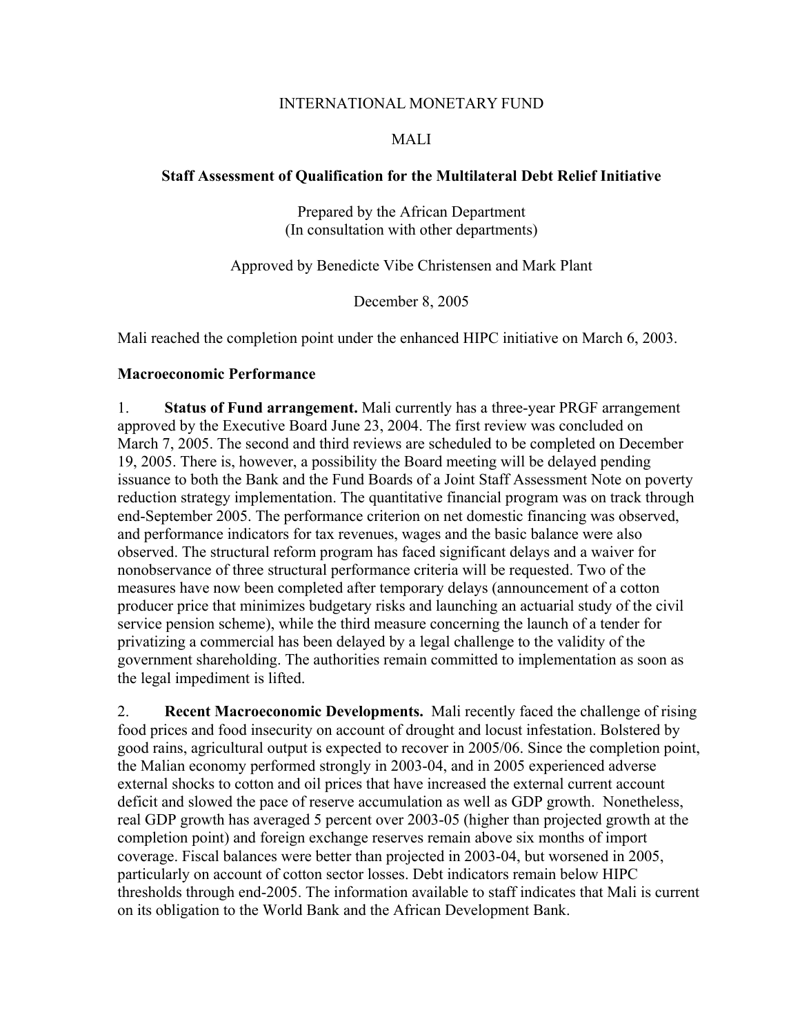INTERNATIONAL MONETARY FUND

MALI

**Staff Assessment of Qualification for the Multilateral Debt Relief Initiative**

Prepared by the African Department
(In consultation with other departments)

Approved by Benedicte Vibe Christensen and Mark Plant

December 8, 2005

Mali reached the completion point under the enhanced HIPC initiative on March 6, 2003.

**Macroeconomic Performance**

1. **Status of Fund arrangement.** Mali currently has a three-year PRGF arrangement approved by the Executive Board June 23, 2004. The first review was concluded on March 7, 2005. The second and third reviews are scheduled to be completed on December 19, 2005. There is, however, a possibility the Board meeting will be delayed pending issuance to both the Bank and the Fund Boards of a Joint Staff Assessment Note on poverty reduction strategy implementation. The quantitative financial program was on track through end-September 2005. The performance criterion on net domestic financing was observed, and performance indicators for tax revenues, wages and the basic balance were also observed. The structural reform program has faced significant delays and a waiver for nonobservance of three structural performance criteria will be requested. Two of the measures have now been completed after temporary delays (announcement of a cotton producer price that minimizes budgetary risks and launching an actuarial study of the civil service pension scheme), while the third measure concerning the launch of a tender for privatizing a commercial has been delayed by a legal challenge to the validity of the government shareholding. The authorities remain committed to implementation as soon as the legal impediment is lifted.

2. **Recent Macroeconomic Developments.** Mali recently faced the challenge of rising food prices and food insecurity on account of drought and locust infestation. Bolstered by good rains, agricultural output is expected to recover in 2005/06. Since the completion point, the Malian economy performed strongly in 2003-04, and in 2005 experienced adverse external shocks to cotton and oil prices that have increased the external current account deficit and slowed the pace of reserve accumulation as well as GDP growth. Nonetheless, real GDP growth has averaged 5 percent over 2003-05 (higher than projected growth at the completion point) and foreign exchange reserves remain above six months of import coverage. Fiscal balances were better than projected in 2003-04, but worsened in 2005, particularly on account of cotton sector losses. Debt indicators remain below HIPC thresholds through end-2005. The information available to staff indicates that Mali is current on its obligation to the World Bank and the African Development Bank.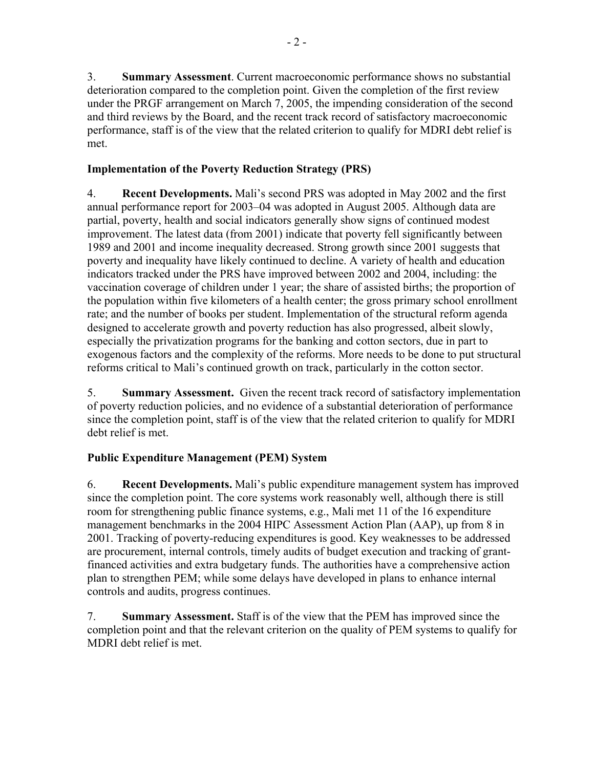3. **Summary Assessment**. Current macroeconomic performance shows no substantial deterioration compared to the completion point. Given the completion of the first review under the PRGF arrangement on March 7, 2005, the impending consideration of the second and third reviews by the Board, and the recent track record of satisfactory macroeconomic performance, staff is of the view that the related criterion to qualify for MDRI debt relief is met.

### Implementation of the Poverty Reduction Strategy (PRS)

4. **Recent Developments.** Mali's second PRS was adopted in May 2002 and the first annual performance report for 2003–04 was adopted in August 2005. Although data are partial, poverty, health and social indicators generally show signs of continued modest improvement. The latest data (from 2001) indicate that poverty fell significantly between 1989 and 2001 and income inequality decreased. Strong growth since 2001 suggests that poverty and inequality have likely continued to decline. A variety of health and education indicators tracked under the PRS have improved between 2002 and 2004, including: the vaccination coverage of children under 1 year; the share of assisted births; the proportion of the population within five kilometers of a health center; the gross primary school enrollment rate; and the number of books per student. Implementation of the structural reform agenda designed to accelerate growth and poverty reduction has also progressed, albeit slowly, especially the privatization programs for the banking and cotton sectors, due in part to exogenous factors and the complexity of the reforms. More needs to be done to put structural reforms critical to Mali's continued growth on track, particularly in the cotton sector.

5. **Summary Assessment.** Given the recent track record of satisfactory implementation of poverty reduction policies, and no evidence of a substantial deterioration of performance since the completion point, staff is of the view that the related criterion to qualify for MDRI debt relief is met.

### Public Expenditure Management (PEM) System

6. **Recent Developments.** Mali's public expenditure management system has improved since the completion point. The core systems work reasonably well, although there is still room for strengthening public finance systems, e.g., Mali met 11 of the 16 expenditure management benchmarks in the 2004 HIPC Assessment Action Plan (AAP), up from 8 in 2001. Tracking of poverty-reducing expenditures is good. Key weaknesses to be addressed are procurement, internal controls, timely audits of budget execution and tracking of grant-financed activities and extra budgetary funds. The authorities have a comprehensive action plan to strengthen PEM; while some delays have developed in plans to enhance internal controls and audits, progress continues.

7. **Summary Assessment.** Staff is of the view that the PEM has improved since the completion point and that the relevant criterion on the quality of PEM systems to qualify for MDRI debt relief is met.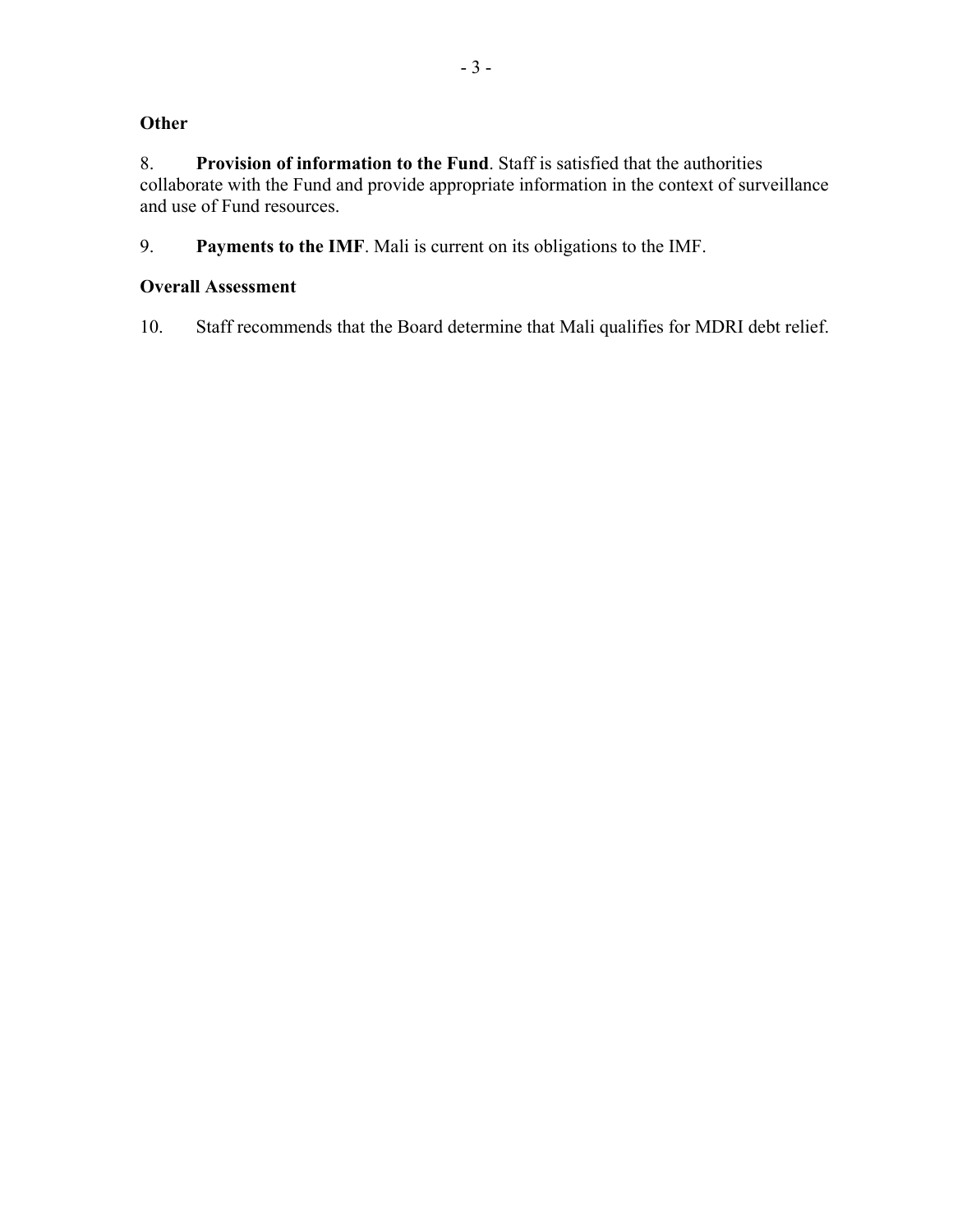**Other**

8. **Provision of information to the Fund**. Staff is satisfied that the authorities collaborate with the Fund and provide appropriate information in the context of surveillance and use of Fund resources.

9. **Payments to the IMF**. Mali is current on its obligations to the IMF.

**Overall Assessment**

10. Staff recommends that the Board determine that Mali qualifies for MDRI debt relief.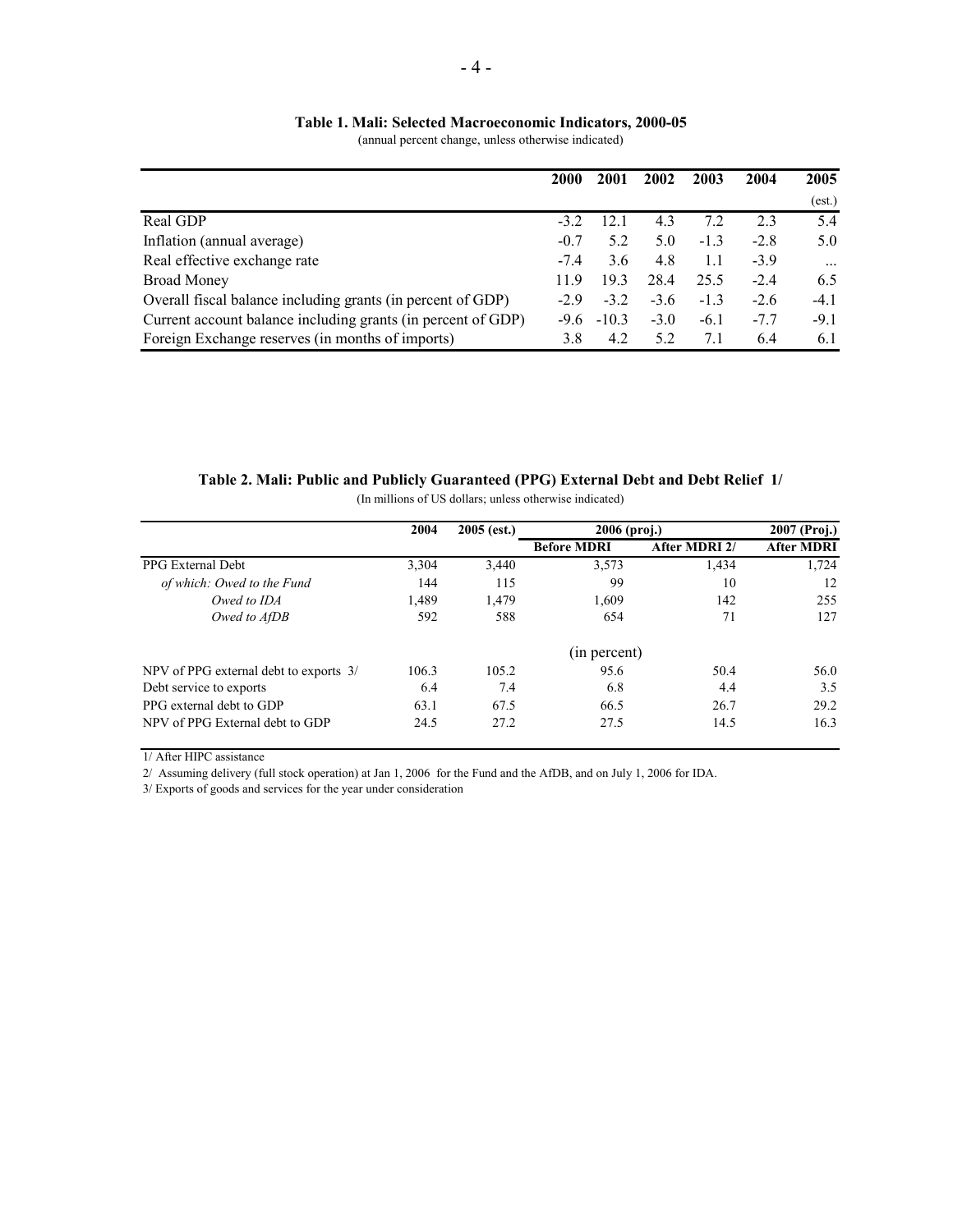**Table 1. Mali: Selected Macroeconomic Indicators, 2000-05**

(annual percent change, unless otherwise indicated)

| | 2000 | 2001 | 2002 | 2003 | 2004 | 2005 (est.) |
|---|---|---|---|---|---|---|
| Real GDP | -3.2 | 12.1 | 4.3 | 7.2 | 2.3 | 5.4 |
| Inflation (annual average) | -0.7 | 5.2 | 5.0 | -1.3 | -2.8 | 5.0 |
| Real effective exchange rate | -7.4 | 3.6 | 4.8 | 1.1 | -3.9 | ... |
| Broad Money | 11.9 | 19.3 | 28.4 | 25.5 | -2.4 | 6.5 |
| Overall fiscal balance including grants (in percent of GDP) | -2.9 | -3.2 | -3.6 | -1.3 | -2.6 | -4.1 |
| Current account balance including grants (in percent of GDP) | -9.6 | -10.3 | -3.0 | -6.1 | -7.7 | -9.1 |
| Foreign Exchange reserves (in months of imports) | 3.8 | 4.2 | 5.2 | 7.1 | 6.4 | 6.1 |

**Table 2. Mali: Public and Publicly Guaranteed (PPG) External Debt and Debt Relief 1/**

(In millions of US dollars; unless otherwise indicated)

| | 2004 | 2005 (est.) | 2006 (proj.) | | 2007 (Proj.) |
|---|---|---|---|---|---|
| | | | Before MDRI | After MDRI 2/ | After MDRI |
| PPG External Debt | 3,304 | 3,440 | 3,573 | 1,434 | 1,724 |
| *of which: Owed to the Fund* | 144 | 115 | 99 | 10 | 12 |
| *Owed to IDA* | 1,489 | 1,479 | 1,609 | 142 | 255 |
| *Owed to AfDB* | 592 | 588 | 654 | 71 | 127 |
| | | | (in percent) | | |
| NPV of PPG external debt to exports 3/ | 106.3 | 105.2 | 95.6 | 50.4 | 56.0 |
| Debt service to exports | 6.4 | 7.4 | 6.8 | 4.4 | 3.5 |
| PPG external debt to GDP | 63.1 | 67.5 | 66.5 | 26.7 | 29.2 |
| NPV of PPG External debt to GDP | 24.5 | 27.2 | 27.5 | 14.5 | 16.3 |

1/ After HIPC assistance

2/ Assuming delivery (full stock operation) at Jan 1, 2006 for the Fund and the AfDB, and on July 1, 2006 for IDA.

3/ Exports of goods and services for the year under consideration